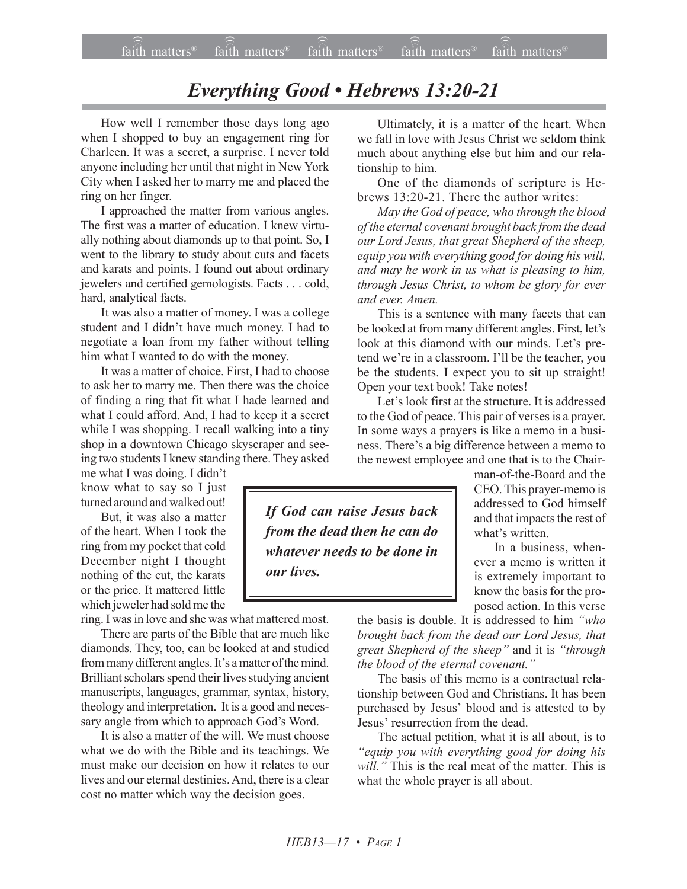# *Everything Good • Hebrews 13:20-21*

How well I remember those days long ago when I shopped to buy an engagement ring for Charleen. It was a secret, a surprise. I never told anyone including her until that night in New York City when I asked her to marry me and placed the ring on her finger.

I approached the matter from various angles. The first was a matter of education. I knew virtually nothing about diamonds up to that point. So, I went to the library to study about cuts and facets and karats and points. I found out about ordinary jewelers and certified gemologists. Facts . . . cold, hard, analytical facts.

It was also a matter of money. I was a college student and I didn't have much money. I had to negotiate a loan from my father without telling him what I wanted to do with the money.

It was a matter of choice. First, I had to choose to ask her to marry me. Then there was the choice of finding a ring that fit what I hade learned and what I could afford. And, I had to keep it a secret while I was shopping. I recall walking into a tiny shop in a downtown Chicago skyscraper and seeing two students I knew standing there. They asked me what I was doing. I didn't know what to say so I just turned around and walked out!

But, it was also a matter of the heart. When I took the ring from my pocket that cold December night I thought nothing of the cut, the karats or the price. It mattered little which jeweler had sold me the ring. I was in love and she was what mattered most.

> ***If God can raise Jesus back from the dead then he can do whatever needs to be done in our lives.***

There are parts of the Bible that are much like diamonds. They, too, can be looked at and studied from many different angles. It's a matter of the mind. Brilliant scholars spend their lives studying ancient manuscripts, languages, grammar, syntax, history, theology and interpretation. It is a good and necessary angle from which to approach God's Word.

It is also a matter of the will. We must choose what we do with the Bible and its teachings. We must make our decision on how it relates to our lives and our eternal destinies. And, there is a clear cost no matter which way the decision goes.

Ultimately, it is a matter of the heart. When we fall in love with Jesus Christ we seldom think much about anything else but him and our relationship to him.

One of the diamonds of scripture is Hebrews 13:20-21. There the author writes:

*May the God of peace, who through the blood of the eternal covenant brought back from the dead our Lord Jesus, that great Shepherd of the sheep, equip you with everything good for doing his will, and may he work in us what is pleasing to him, through Jesus Christ, to whom be glory for ever and ever. Amen.*

This is a sentence with many facets that can be looked at from many different angles. First, let's look at this diamond with our minds. Let's pretend we're in a classroom. I'll be the teacher, you be the students. I expect you to sit up straight! Open your text book! Take notes!

Let's look first at the structure. It is addressed to the God of peace. This pair of verses is a prayer. In some ways a prayers is like a memo in a business. There's a big difference between a memo to the newest employee and one that is to the Chairman-of-the-Board and the CEO. This prayer-memo is addressed to God himself and that impacts the rest of what's written.

In a business, whenever a memo is written it is extremely important to know the basis for the proposed action. In this verse the basis is double. It is addressed to him *"who brought back from the dead our Lord Jesus, that great Shepherd of the sheep"* and it is *"through the blood of the eternal covenant."*

The basis of this memo is a contractual relationship between God and Christians. It has been purchased by Jesus' blood and is attested to by Jesus' resurrection from the dead.

The actual petition, what it is all about, is to *"equip you with everything good for doing his will."* This is the real meat of the matter. This is what the whole prayer is all about.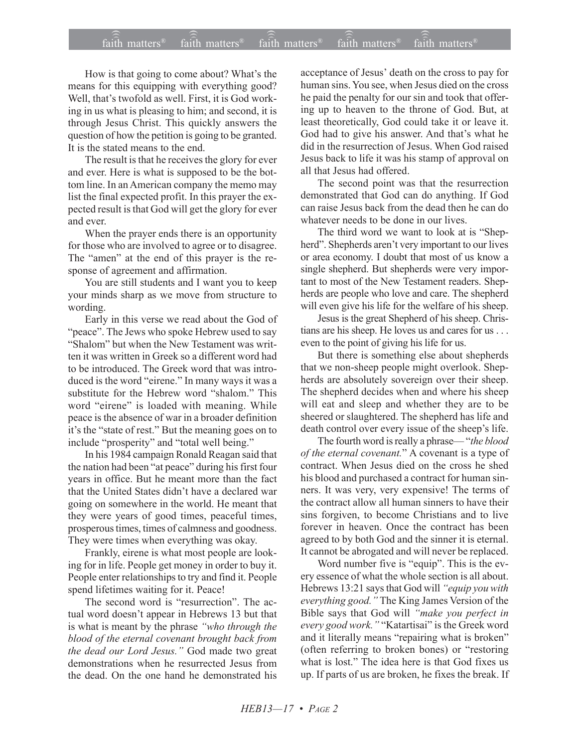How is that going to come about? What's the means for this equipping with everything good? Well, that's twofold as well. First, it is God working in us what is pleasing to him; and second, it is through Jesus Christ. This quickly answers the question of how the petition is going to be granted. It is the stated means to the end.

The result is that he receives the glory for ever and ever. Here is what is supposed to be the bottom line. In an American company the memo may list the final expected profit. In this prayer the expected result is that God will get the glory for ever and ever.

When the prayer ends there is an opportunity for those who are involved to agree or to disagree. The "amen" at the end of this prayer is the response of agreement and affirmation.

You are still students and I want you to keep your minds sharp as we move from structure to wording.

Early in this verse we read about the God of "peace". The Jews who spoke Hebrew used to say "Shalom" but when the New Testament was written it was written in Greek so a different word had to be introduced. The Greek word that was introduced is the word "eirene." In many ways it was a substitute for the Hebrew word "shalom." This word "eirene" is loaded with meaning. While peace is the absence of war in a broader definition it's the "state of rest." But the meaning goes on to include "prosperity" and "total well being."

In his 1984 campaign Ronald Reagan said that the nation had been "at peace" during his first four years in office. But he meant more than the fact that the United States didn't have a declared war going on somewhere in the world. He meant that they were years of good times, peaceful times, prosperous times, times of calmness and goodness. They were times when everything was okay.

Frankly, eirene is what most people are looking for in life. People get money in order to buy it. People enter relationships to try and find it. People spend lifetimes waiting for it. Peace!

The second word is "resurrection". The actual word doesn't appear in Hebrews 13 but that is what is meant by the phrase *"who through the blood of the eternal covenant brought back from the dead our Lord Jesus."* God made two great demonstrations when he resurrected Jesus from the dead. On the one hand he demonstrated his acceptance of Jesus' death on the cross to pay for human sins. You see, when Jesus died on the cross he paid the penalty for our sin and took that offering up to heaven to the throne of God. But, at least theoretically, God could take it or leave it. God had to give his answer. And that's what he did in the resurrection of Jesus. When God raised Jesus back to life it was his stamp of approval on all that Jesus had offered.

The second point was that the resurrection demonstrated that God can do anything. If God can raise Jesus back from the dead then he can do whatever needs to be done in our lives.

The third word we want to look at is "Shepherd". Shepherds aren't very important to our lives or area economy. I doubt that most of us know a single shepherd. But shepherds were very important to most of the New Testament readers. Shepherds are people who love and care. The shepherd will even give his life for the welfare of his sheep.

Jesus is the great Shepherd of his sheep. Christians are his sheep. He loves us and cares for us . . . even to the point of giving his life for us.

But there is something else about shepherds that we non-sheep people might overlook. Shepherds are absolutely sovereign over their sheep. The shepherd decides when and where his sheep will eat and sleep and whether they are to be sheered or slaughtered. The shepherd has life and death control over every issue of the sheep's life.

The fourth word is really a phrase— "*the blood of the eternal covenant.*" A covenant is a type of contract. When Jesus died on the cross he shed his blood and purchased a contract for human sinners. It was very, very expensive! The terms of the contract allow all human sinners to have their sins forgiven, to become Christians and to live forever in heaven. Once the contract has been agreed to by both God and the sinner it is eternal. It cannot be abrogated and will never be replaced.

Word number five is "equip". This is the every essence of what the whole section is all about. Hebrews 13:21 says that God will *"equip you with everything good."* The King James Version of the Bible says that God will *"make you perfect in every good work."* "Katartisai" is the Greek word and it literally means "repairing what is broken" (often referring to broken bones) or "restoring what is lost." The idea here is that God fixes us up. If parts of us are broken, he fixes the break. If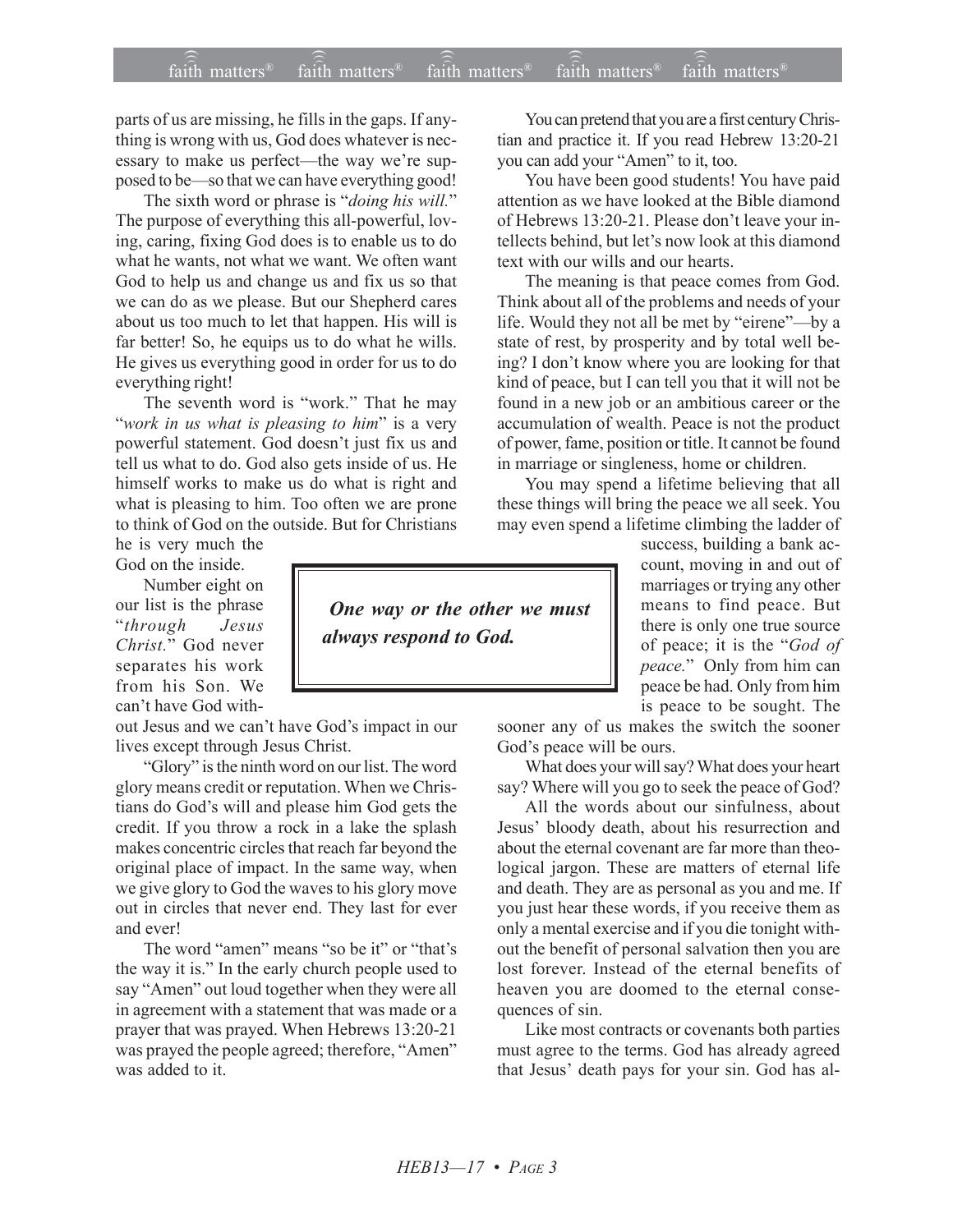parts of us are missing, he fills in the gaps. If anything is wrong with us, God does whatever is necessary to make us perfect—the way we're supposed to be—so that we can have everything good!

The sixth word or phrase is "*doing his will.*" The purpose of everything this all-powerful, loving, caring, fixing God does is to enable us to do what he wants, not what we want. We often want God to help us and change us and fix us so that we can do as we please. But our Shepherd cares about us too much to let that happen. His will is far better! So, he equips us to do what he wills. He gives us everything good in order for us to do everything right!

The seventh word is "work." That he may "*work in us what is pleasing to him*" is a very powerful statement. God doesn't just fix us and tell us what to do. God also gets inside of us. He himself works to make us do what is right and what is pleasing to him. Too often we are prone to think of God on the outside. But for Christians he is very much the God on the inside.

Number eight on our list is the phrase "*through Jesus Christ.*" God never separates his work from his Son. We can't have God without Jesus and we can't have God's impact in our lives except through Jesus Christ.

"Glory" is the ninth word on our list. The word glory means credit or reputation. When we Christians do God's will and please him God gets the credit. If you throw a rock in a lake the splash makes concentric circles that reach far beyond the original place of impact. In the same way, when we give glory to God the waves to his glory move out in circles that never end. They last for ever and ever!

The word "amen" means "so be it" or "that's the way it is." In the early church people used to say "Amen" out loud together when they were all in agreement with a statement that was made or a prayer that was prayed. When Hebrews 13:20-21 was prayed the people agreed; therefore, "Amen" was added to it.

You can pretend that you are a first century Christian and practice it. If you read Hebrew 13:20-21 you can add your "Amen" to it, too.

You have been good students! You have paid attention as we have looked at the Bible diamond of Hebrews 13:20-21. Please don't leave your intellects behind, but let's now look at this diamond text with our wills and our hearts.

The meaning is that peace comes from God. Think about all of the problems and needs of your life. Would they not all be met by "eirene"—by a state of rest, by prosperity and by total well being? I don't know where you are looking for that kind of peace, but I can tell you that it will not be found in a new job or an ambitious career or the accumulation of wealth. Peace is not the product of power, fame, position or title. It cannot be found in marriage or singleness, home or children.

You may spend a lifetime believing that all these things will bring the peace we all seek. You may even spend a lifetime climbing the ladder of success, building a bank account, moving in and out of marriages or trying any other means to find peace. But there is only one true source of peace; it is the "*God of peace.*" Only from him can peace be had. Only from him is peace to be sought. The sooner any of us makes the switch the sooner God's peace will be ours.

> ***One way or the other we must always respond to God.***

What does your will say? What does your heart say? Where will you go to seek the peace of God?

All the words about our sinfulness, about Jesus' bloody death, about his resurrection and about the eternal covenant are far more than theological jargon. These are matters of eternal life and death. They are as personal as you and me. If you just hear these words, if you receive them as only a mental exercise and if you die tonight without the benefit of personal salvation then you are lost forever. Instead of the eternal benefits of heaven you are doomed to the eternal consequences of sin.

Like most contracts or covenants both parties must agree to the terms. God has already agreed that Jesus' death pays for your sin. God has al-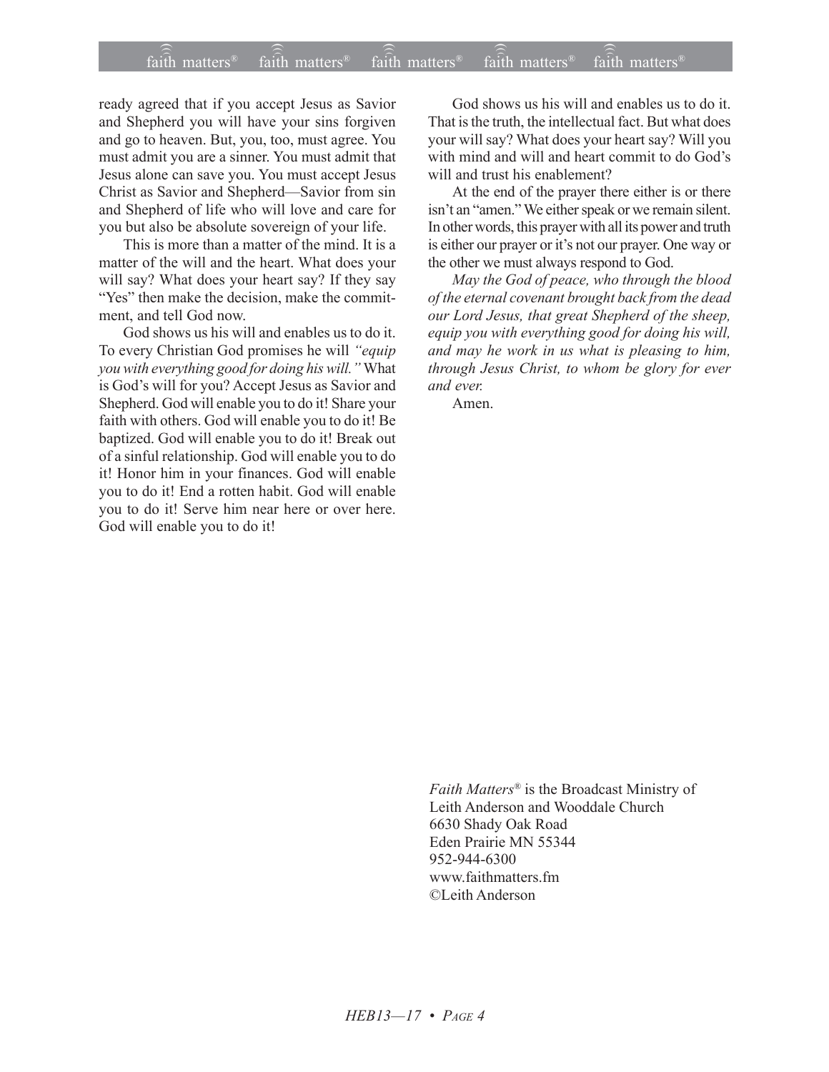ready agreed that if you accept Jesus as Savior and Shepherd you will have your sins forgiven and go to heaven. But, you, too, must agree. You must admit you are a sinner. You must admit that Jesus alone can save you. You must accept Jesus Christ as Savior and Shepherd—Savior from sin and Shepherd of life who will love and care for you but also be absolute sovereign of your life.

This is more than a matter of the mind. It is a matter of the will and the heart. What does your will say? What does your heart say? If they say "Yes" then make the decision, make the commitment, and tell God now.

God shows us his will and enables us to do it. To every Christian God promises he will *"equip you with everything good for doing his will."* What is God's will for you? Accept Jesus as Savior and Shepherd. God will enable you to do it! Share your faith with others. God will enable you to do it! Be baptized. God will enable you to do it! Break out of a sinful relationship. God will enable you to do it! Honor him in your finances. God will enable you to do it! End a rotten habit. God will enable you to do it! Serve him near here or over here. God will enable you to do it!

God shows us his will and enables us to do it. That is the truth, the intellectual fact. But what does your will say? What does your heart say? Will you with mind and will and heart commit to do God's will and trust his enablement?

At the end of the prayer there either is or there isn't an "amen." We either speak or we remain silent. In other words, this prayer with all its power and truth is either our prayer or it's not our prayer. One way or the other we must always respond to God.

*May the God of peace, who through the blood of the eternal covenant brought back from the dead our Lord Jesus, that great Shepherd of the sheep, equip you with everything good for doing his will, and may he work in us what is pleasing to him, through Jesus Christ, to whom be glory for ever and ever.*

Amen.

*Faith Matters*® is the Broadcast Ministry of
Leith Anderson and Wooddale Church
6630 Shady Oak Road
Eden Prairie MN 55344
952-944-6300
www.faithmatters.fm
©Leith Anderson